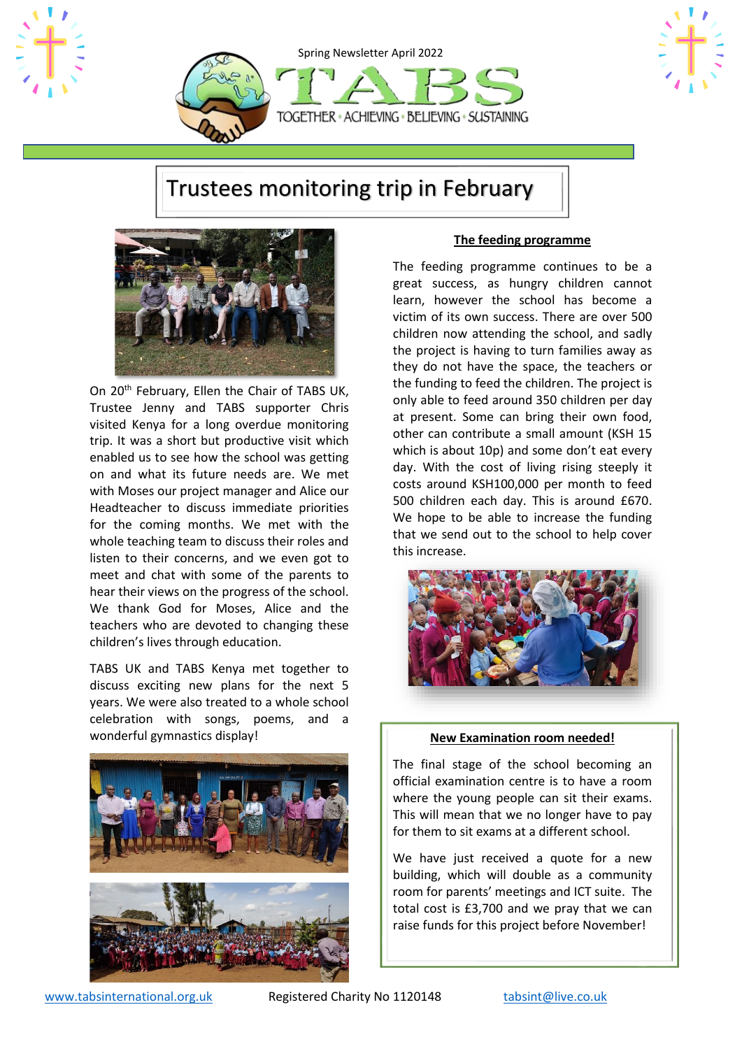Spring Newsletter April 2022

# TABS

TOGETHER • ACHIEVING • BELIEVING • SUSTAINING

## Trustees monitoring trip in February

On 20th February, Ellen the Chair of TABS UK, Trustee Jenny and TABS supporter Chris visited Kenya for a long overdue monitoring trip. It was a short but productive visit which enabled us to see how the school was getting on and what its future needs are. We met with Moses our project manager and Alice our Headteacher to discuss immediate priorities for the coming months. We met with the whole teaching team to discuss their roles and listen to their concerns, and we even got to meet and chat with some of the parents to hear their views on the progress of the school. We thank God for Moses, Alice and the teachers who are devoted to changing these children's lives through education.

TABS UK and TABS Kenya met together to discuss exciting new plans for the next 5 years. We were also treated to a whole school celebration with songs, poems, and a wonderful gymnastics display!

### The feeding programme

The feeding programme continues to be a great success, as hungry children cannot learn, however the school has become a victim of its own success. There are over 500 children now attending the school, and sadly the project is having to turn families away as they do not have the space, the teachers or the funding to feed the children. The project is only able to feed around 350 children per day at present. Some can bring their own food, other can contribute a small amount (KSH 15 which is about 10p) and some don't eat every day. With the cost of living rising steeply it costs around KSH100,000 per month to feed 500 children each day. This is around £670. We hope to be able to increase the funding that we send out to the school to help cover this increase.

### New Examination room needed!

The final stage of the school becoming an official examination centre is to have a room where the young people can sit their exams. This will mean that we no longer have to pay for them to sit exams at a different school.

We have just received a quote for a new building, which will double as a community room for parents' meetings and ICT suite. The total cost is £3,700 and we pray that we can raise funds for this project before November!

www.tabsinternational.org.uk Registered Charity No 1120148 tabsint@live.co.uk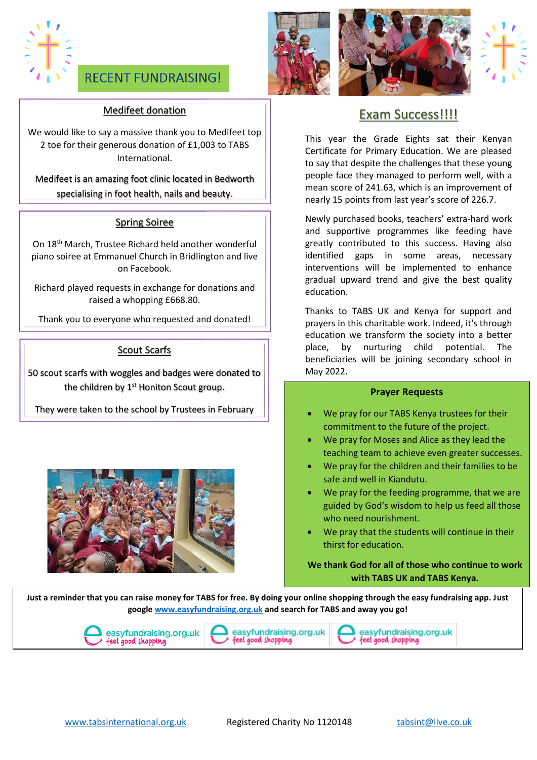## RECENT FUNDRAISING!

### Medifeet donation

We would like to say a massive thank you to Medifeet top 2 toe for their generous donation of £1,003 to TABS International.

Medifeet is an amazing foot clinic located in Bedworth specialising in foot health, nails and beauty.

### Spring Soiree

On 18th March, Trustee Richard held another wonderful piano soiree at Emmanuel Church in Bridlington and live on Facebook.

Richard played requests in exchange for donations and raised a whopping £668.80.

Thank you to everyone who requested and donated!

### Scout Scarfs

50 scout scarfs with woggles and badges were donated to the children by 1st Honiton Scout group.

They were taken to the school by Trustees in February

## Exam Success!!!!

This year the Grade Eights sat their Kenyan Certificate for Primary Education. We are pleased to say that despite the challenges that these young people face they managed to perform well, with a mean score of 241.63, which is an improvement of nearly 15 points from last year's score of 226.7.

Newly purchased books, teachers' extra-hard work and supportive programmes like feeding have greatly contributed to this success. Having also identified gaps in some areas, necessary interventions will be implemented to enhance gradual upward trend and give the best quality education.

Thanks to TABS UK and Kenya for support and prayers in this charitable work. Indeed, it's through education we transform the society into a better place, by nurturing child potential. The beneficiaries will be joining secondary school in May 2022.

### Prayer Requests

- We pray for our TABS Kenya trustees for their commitment to the future of the project.
- We pray for Moses and Alice as they lead the teaching team to achieve even greater successes.
- We pray for the children and their families to be safe and well in Kiandutu.
- We pray for the feeding programme, that we are guided by God's wisdom to help us feed all those who need nourishment.
- We pray that the students will continue in their thirst for education.

**We thank God for all of those who continue to work with TABS UK and TABS Kenya.**

**Just a reminder that you can raise money for TABS for free. By doing your online shopping through the easy fundraising app. Just google www.easyfundraising.org.uk and search for TABS and away you go!**

easyfundraising.org.uk feel good shopping

www.tabsinternational.org.uk Registered Charity No 1120148 tabsint@live.co.uk